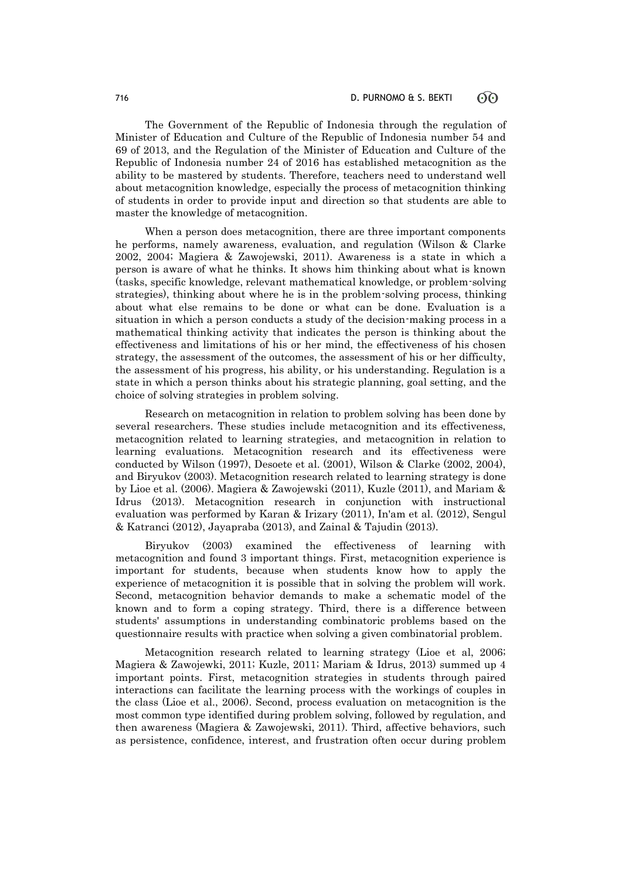The Government of the Republic of Indonesia through the regulation of Minister of Education and Culture of the Republic of Indonesia number 54 and 69 of 2013, and the Regulation of the Minister of Education and Culture of the Republic of Indonesia number 24 of 2016 has established metacognition as the ability to be mastered by students. Therefore, teachers need to understand well about metacognition knowledge, especially the process of metacognition thinking of students in order to provide input and direction so that students are able to master the knowledge of metacognition.

When a person does metacognition, there are three important components he performs, namely awareness, evaluation, and regulation (Wilson & Clarke 2002, 2004; Magiera & Zawojewski, 2011). Awareness is a state in which a person is aware of what he thinks. It shows him thinking about what is known (tasks, specific knowledge, relevant mathematical knowledge, or problem-solving strategies), thinking about where he is in the problem-solving process, thinking about what else remains to be done or what can be done. Evaluation is a situation in which a person conducts a study of the decision-making process in a mathematical thinking activity that indicates the person is thinking about the effectiveness and limitations of his or her mind, the effectiveness of his chosen strategy, the assessment of the outcomes, the assessment of his or her difficulty, the assessment of his progress, his ability, or his understanding. Regulation is a state in which a person thinks about his strategic planning, goal setting, and the choice of solving strategies in problem solving.

Research on metacognition in relation to problem solving has been done by several researchers. These studies include metacognition and its effectiveness, metacognition related to learning strategies, and metacognition in relation to learning evaluations. Metacognition research and its effectiveness were conducted by Wilson (1997), Desoete et al. (2001), Wilson & Clarke (2002, 2004), and Biryukov (2003). Metacognition research related to learning strategy is done by Lioe et al. (2006). Magiera & Zawojewski (2011), Kuzle (2011), and Mariam & Idrus (2013). Metacognition research in conjunction with instructional evaluation was performed by Karan & Irizary (2011), In'am et al. (2012), Sengul & Katranci (2012), Jayapraba (2013), and Zainal & Tajudin (2013).

Biryukov (2003) examined the effectiveness of learning with metacognition and found 3 important things. First, metacognition experience is important for students, because when students know how to apply the experience of metacognition it is possible that in solving the problem will work. Second, metacognition behavior demands to make a schematic model of the known and to form a coping strategy. Third, there is a difference between students' assumptions in understanding combinatoric problems based on the questionnaire results with practice when solving a given combinatorial problem.

Metacognition research related to learning strategy (Lioe et al, 2006; Magiera & Zawojewki, 2011; Kuzle, 2011; Mariam & Idrus, 2013) summed up 4 important points. First, metacognition strategies in students through paired interactions can facilitate the learning process with the workings of couples in the class (Lioe et al., 2006). Second, process evaluation on metacognition is the most common type identified during problem solving, followed by regulation, and then awareness (Magiera & Zawojewski, 2011). Third, affective behaviors, such as persistence, confidence, interest, and frustration often occur during problem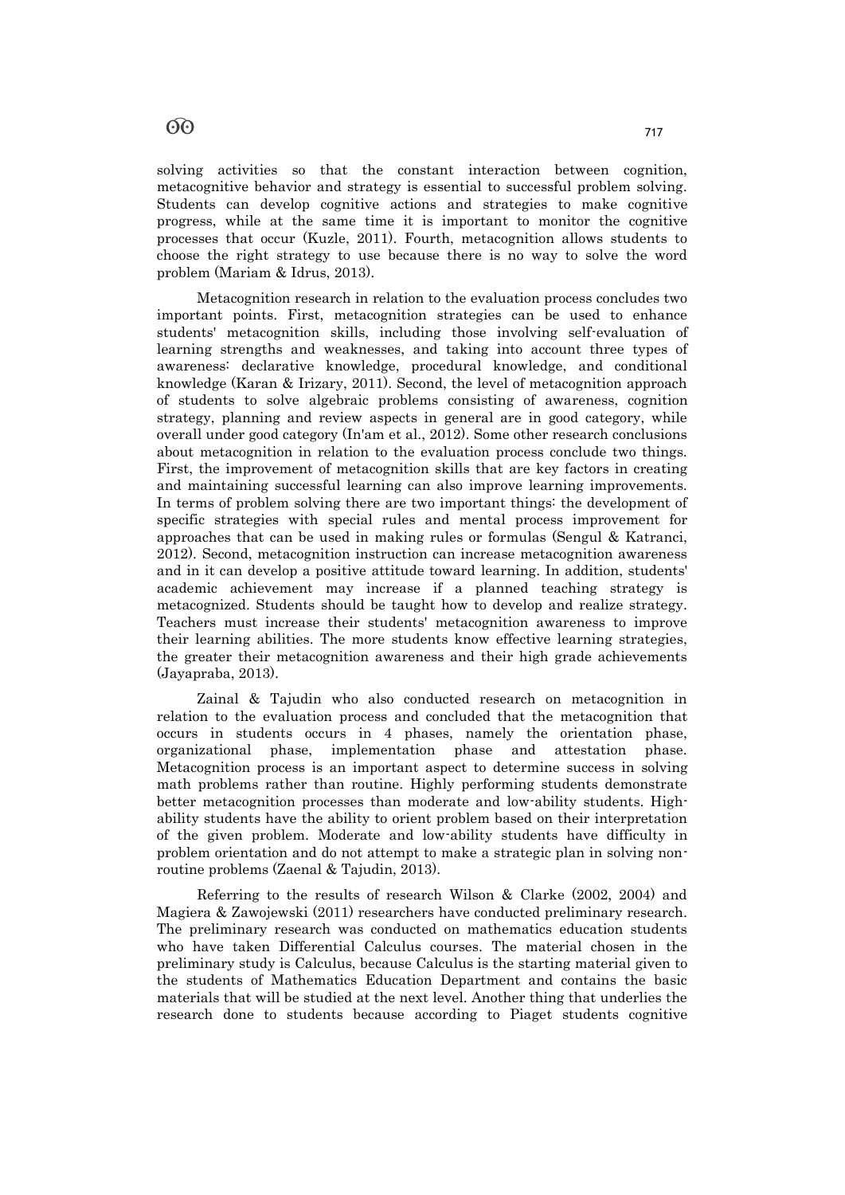solving activities so that the constant interaction between cognition, metacognitive behavior and strategy is essential to successful problem solving. Students can develop cognitive actions and strategies to make cognitive progress, while at the same time it is important to monitor the cognitive processes that occur (Kuzle, 2011). Fourth, metacognition allows students to choose the right strategy to use because there is no way to solve the word problem (Mariam & Idrus, 2013).

Metacognition research in relation to the evaluation process concludes two important points. First, metacognition strategies can be used to enhance students' metacognition skills, including those involving self-evaluation of learning strengths and weaknesses, and taking into account three types of awareness: declarative knowledge, procedural knowledge, and conditional knowledge (Karan & Irizary, 2011). Second, the level of metacognition approach of students to solve algebraic problems consisting of awareness, cognition strategy, planning and review aspects in general are in good category, while overall under good category (In'am et al., 2012). Some other research conclusions about metacognition in relation to the evaluation process conclude two things. First, the improvement of metacognition skills that are key factors in creating and maintaining successful learning can also improve learning improvements. In terms of problem solving there are two important things: the development of specific strategies with special rules and mental process improvement for approaches that can be used in making rules or formulas (Sengul & Katranci, 2012). Second, metacognition instruction can increase metacognition awareness and in it can develop a positive attitude toward learning. In addition, students' academic achievement may increase if a planned teaching strategy is metacognized. Students should be taught how to develop and realize strategy. Teachers must increase their students' metacognition awareness to improve their learning abilities. The more students know effective learning strategies, the greater their metacognition awareness and their high grade achievements (Jayapraba, 2013).

Zainal & Tajudin who also conducted research on metacognition in relation to the evaluation process and concluded that the metacognition that occurs in students occurs in 4 phases, namely the orientation phase, organizational phase, implementation phase and attestation phase. Metacognition process is an important aspect to determine success in solving math problems rather than routine. Highly performing students demonstrate better metacognition processes than moderate and low-ability students. High-ability students have the ability to orient problem based on their interpretation of the given problem. Moderate and low-ability students have difficulty in problem orientation and do not attempt to make a strategic plan in solving non-routine problems (Zaenal & Tajudin, 2013).

Referring to the results of research Wilson & Clarke (2002, 2004) and Magiera & Zawojewski (2011) researchers have conducted preliminary research. The preliminary research was conducted on mathematics education students who have taken Differential Calculus courses. The material chosen in the preliminary study is Calculus, because Calculus is the starting material given to the students of Mathematics Education Department and contains the basic materials that will be studied at the next level. Another thing that underlies the research done to students because according to Piaget students cognitive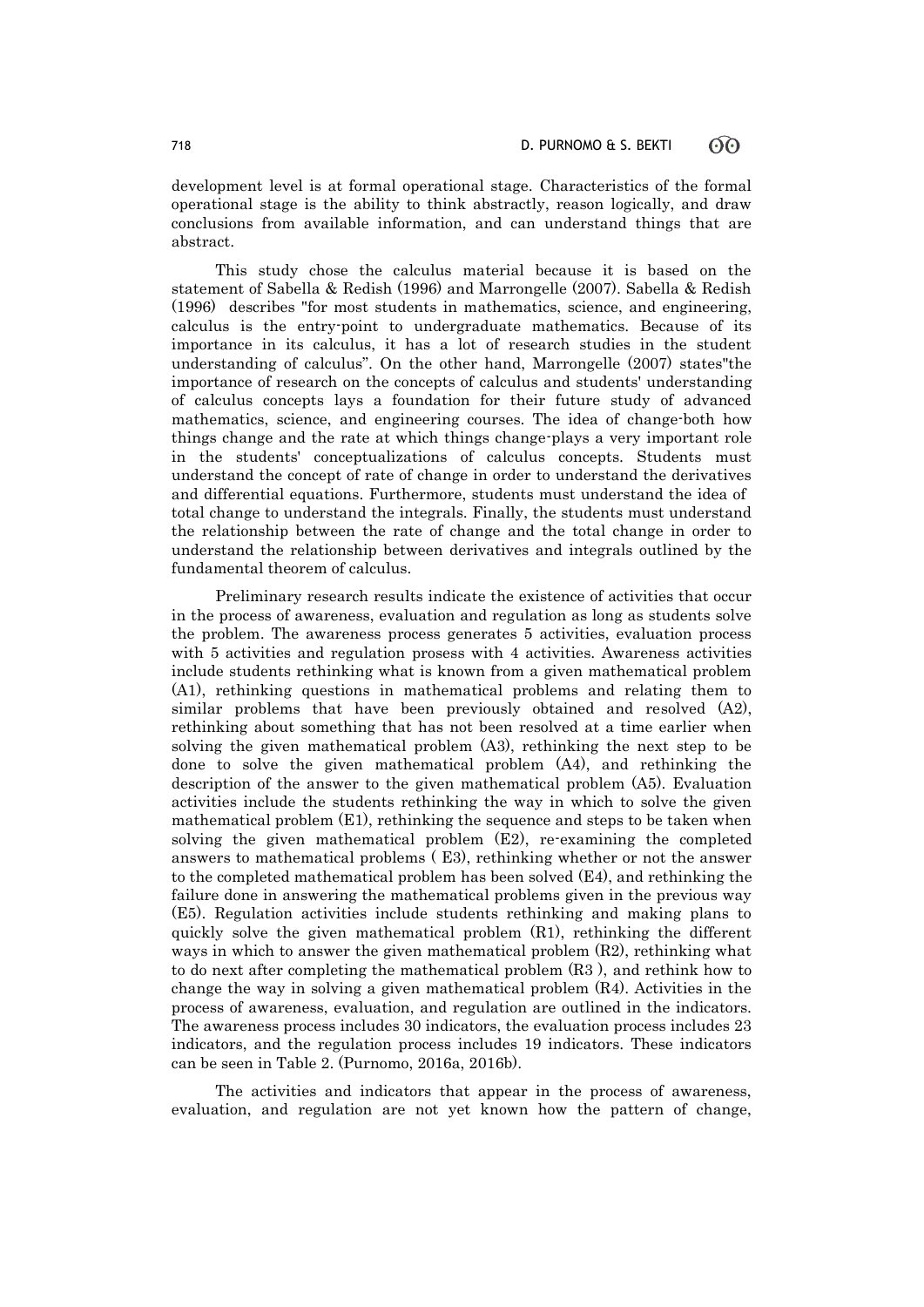development level is at formal operational stage. Characteristics of the formal operational stage is the ability to think abstractly, reason logically, and draw conclusions from available information, and can understand things that are abstract.

This study chose the calculus material because it is based on the statement of Sabella & Redish (1996) and Marrongelle (2007). Sabella & Redish (1996) describes "for most students in mathematics, science, and engineering, calculus is the entry-point to undergraduate mathematics. Because of its importance in its calculus, it has a lot of research studies in the student understanding of calculus". On the other hand, Marrongelle (2007) states"the importance of research on the concepts of calculus and students' understanding of calculus concepts lays a foundation for their future study of advanced mathematics, science, and engineering courses. The idea of change-both how things change and the rate at which things change-plays a very important role in the students' conceptualizations of calculus concepts. Students must understand the concept of rate of change in order to understand the derivatives and differential equations. Furthermore, students must understand the idea of total change to understand the integrals. Finally, the students must understand the relationship between the rate of change and the total change in order to understand the relationship between derivatives and integrals outlined by the fundamental theorem of calculus.

Preliminary research results indicate the existence of activities that occur in the process of awareness, evaluation and regulation as long as students solve the problem. The awareness process generates 5 activities, evaluation process with 5 activities and regulation prosess with 4 activities. Awareness activities include students rethinking what is known from a given mathematical problem (A1), rethinking questions in mathematical problems and relating them to similar problems that have been previously obtained and resolved (A2), rethinking about something that has not been resolved at a time earlier when solving the given mathematical problem (A3), rethinking the next step to be done to solve the given mathematical problem (A4), and rethinking the description of the answer to the given mathematical problem (A5). Evaluation activities include the students rethinking the way in which to solve the given mathematical problem (E1), rethinking the sequence and steps to be taken when solving the given mathematical problem (E2), re-examining the completed answers to mathematical problems ( E3), rethinking whether or not the answer to the completed mathematical problem has been solved (E4), and rethinking the failure done in answering the mathematical problems given in the previous way (E5). Regulation activities include students rethinking and making plans to quickly solve the given mathematical problem (R1), rethinking the different ways in which to answer the given mathematical problem (R2), rethinking what to do next after completing the mathematical problem (R3 ), and rethink how to change the way in solving a given mathematical problem (R4). Activities in the process of awareness, evaluation, and regulation are outlined in the indicators. The awareness process includes 30 indicators, the evaluation process includes 23 indicators, and the regulation process includes 19 indicators. These indicators can be seen in Table 2. (Purnomo, 2016a, 2016b).

The activities and indicators that appear in the process of awareness, evaluation, and regulation are not yet known how the pattern of change,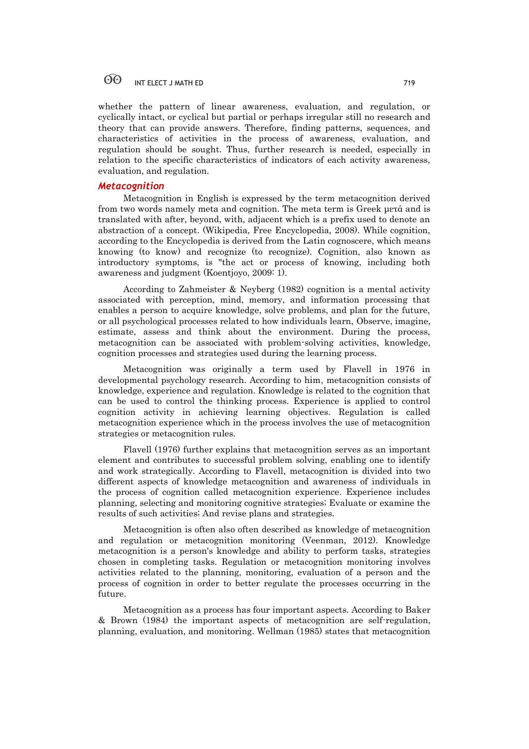whether the pattern of linear awareness, evaluation, and regulation, or cyclically intact, or cyclical but partial or perhaps irregular still no research and theory that can provide answers. Therefore, finding patterns, sequences, and characteristics of activities in the process of awareness, evaluation, and regulation should be sought. Thus, further research is needed, especially in relation to the specific characteristics of indicators of each activity awareness, evaluation, and regulation.

## *Metacognition*

Metacognition in English is expressed by the term metacognition derived from two words namely meta and cognition. The meta term is Greek μετά and is translated with after, beyond, with, adjacent which is a prefix used to denote an abstraction of a concept. (Wikipedia, Free Encyclopedia, 2008). While cognition, according to the Encyclopedia is derived from the Latin cognoscere, which means knowing (to know) and recognize (to recognize). Cognition, also known as introductory symptoms, is "the act or process of knowing, including both awareness and judgment (Koentjoyo, 2009: 1).

According to Zahmeister & Neyberg (1982) cognition is a mental activity associated with perception, mind, memory, and information processing that enables a person to acquire knowledge, solve problems, and plan for the future, or all psychological processes related to how individuals learn, Observe, imagine, estimate, assess and think about the environment. During the process, metacognition can be associated with problem-solving activities, knowledge, cognition processes and strategies used during the learning process.

Metacognition was originally a term used by Flavell in 1976 in developmental psychology research. According to him, metacognition consists of knowledge, experience and regulation. Knowledge is related to the cognition that can be used to control the thinking process. Experience is applied to control cognition activity in achieving learning objectives. Regulation is called metacognition experience which in the process involves the use of metacognition strategies or metacognition rules.

Flavell (1976) further explains that metacognition serves as an important element and contributes to successful problem solving, enabling one to identify and work strategically. According to Flavell, metacognition is divided into two different aspects of knowledge metacognition and awareness of individuals in the process of cognition called metacognition experience. Experience includes planning, selecting and monitoring cognitive strategies; Evaluate or examine the results of such activities; And revise plans and strategies.

Metacognition is often also often described as knowledge of metacognition and regulation or metacognition monitoring (Veenman, 2012). Knowledge metacognition is a person's knowledge and ability to perform tasks, strategies chosen in completing tasks. Regulation or metacognition monitoring involves activities related to the planning, monitoring, evaluation of a person and the process of cognition in order to better regulate the processes occurring in the future.

Metacognition as a process has four important aspects. According to Baker & Brown (1984) the important aspects of metacognition are self-regulation, planning, evaluation, and monitoring. Wellman (1985) states that metacognition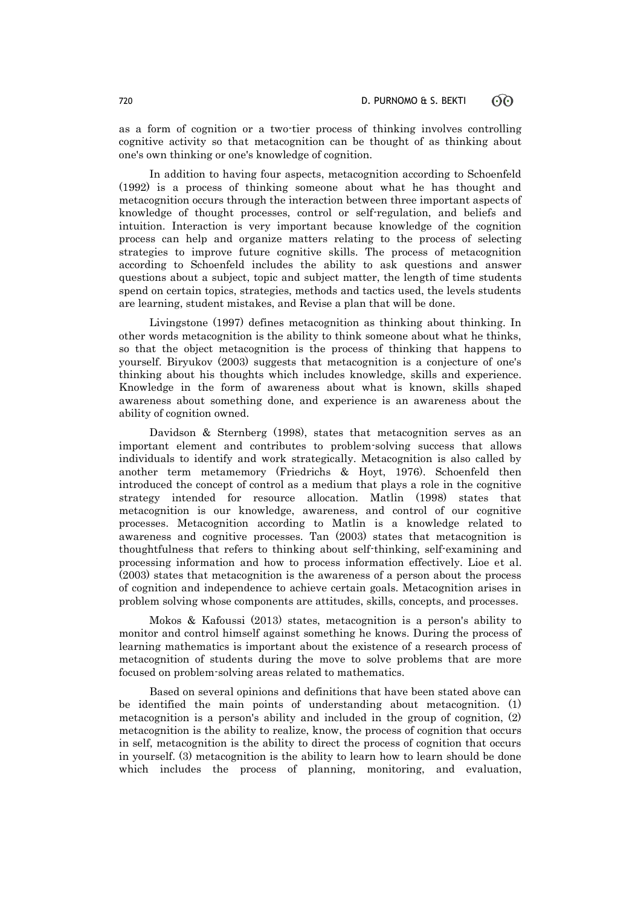as a form of cognition or a two-tier process of thinking involves controlling cognitive activity so that metacognition can be thought of as thinking about one's own thinking or one's knowledge of cognition.

In addition to having four aspects, metacognition according to Schoenfeld (1992) is a process of thinking someone about what he has thought and metacognition occurs through the interaction between three important aspects of knowledge of thought processes, control or self-regulation, and beliefs and intuition. Interaction is very important because knowledge of the cognition process can help and organize matters relating to the process of selecting strategies to improve future cognitive skills. The process of metacognition according to Schoenfeld includes the ability to ask questions and answer questions about a subject, topic and subject matter, the length of time students spend on certain topics, strategies, methods and tactics used, the levels students are learning, student mistakes, and Revise a plan that will be done.

Livingstone (1997) defines metacognition as thinking about thinking. In other words metacognition is the ability to think someone about what he thinks, so that the object metacognition is the process of thinking that happens to yourself. Biryukov (2003) suggests that metacognition is a conjecture of one's thinking about his thoughts which includes knowledge, skills and experience. Knowledge in the form of awareness about what is known, skills shaped awareness about something done, and experience is an awareness about the ability of cognition owned.

Davidson & Sternberg (1998), states that metacognition serves as an important element and contributes to problem-solving success that allows individuals to identify and work strategically. Metacognition is also called by another term metamemory (Friedrichs & Hoyt, 1976). Schoenfeld then introduced the concept of control as a medium that plays a role in the cognitive strategy intended for resource allocation. Matlin (1998) states that metacognition is our knowledge, awareness, and control of our cognitive processes. Metacognition according to Matlin is a knowledge related to awareness and cognitive processes. Tan (2003) states that metacognition is thoughtfulness that refers to thinking about self-thinking, self-examining and processing information and how to process information effectively. Lioe et al. (2003) states that metacognition is the awareness of a person about the process of cognition and independence to achieve certain goals. Metacognition arises in problem solving whose components are attitudes, skills, concepts, and processes.

Mokos & Kafoussi (2013) states, metacognition is a person's ability to monitor and control himself against something he knows. During the process of learning mathematics is important about the existence of a research process of metacognition of students during the move to solve problems that are more focused on problem-solving areas related to mathematics.

Based on several opinions and definitions that have been stated above can be identified the main points of understanding about metacognition. (1) metacognition is a person's ability and included in the group of cognition, (2) metacognition is the ability to realize, know, the process of cognition that occurs in self, metacognition is the ability to direct the process of cognition that occurs in yourself. (3) metacognition is the ability to learn how to learn should be done which includes the process of planning, monitoring, and evaluation,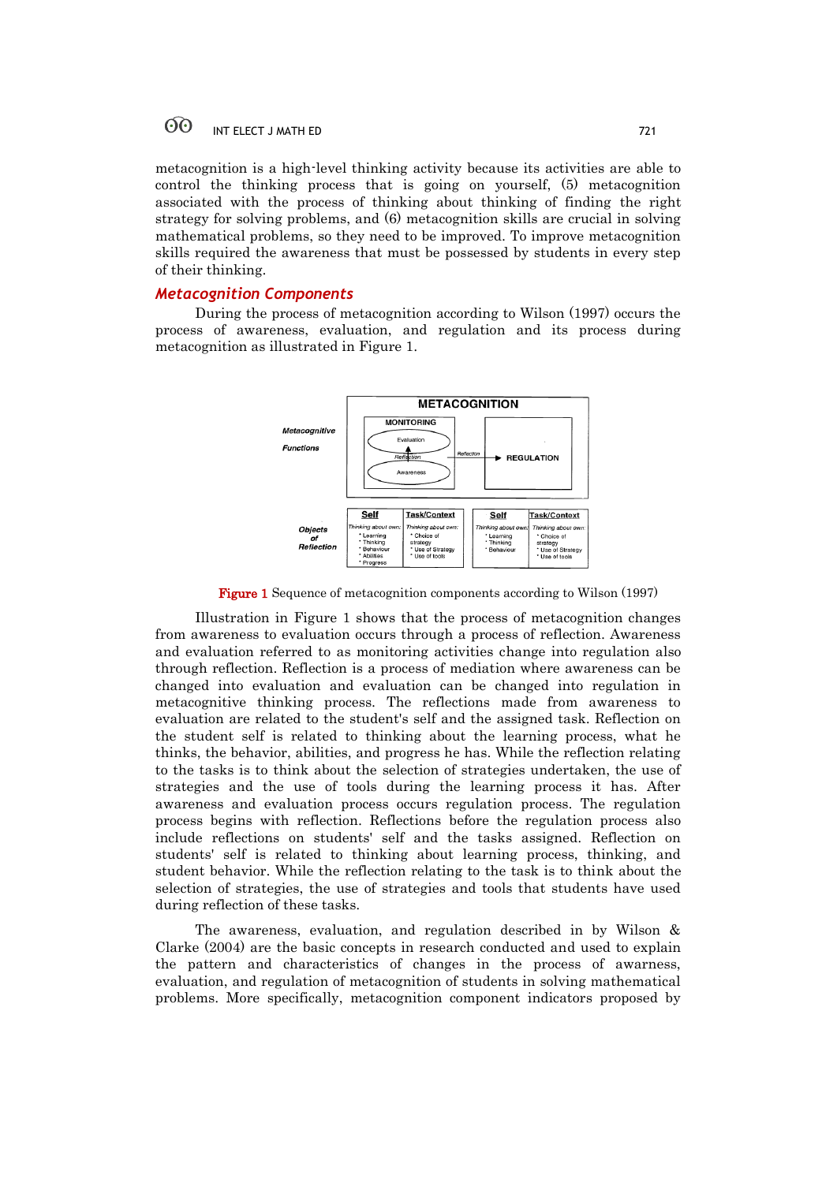metacognition is a high-level thinking activity because its activities are able to control the thinking process that is going on yourself, (5) metacognition associated with the process of thinking about thinking of finding the right strategy for solving problems, and (6) metacognition skills are crucial in solving mathematical problems, so they need to be improved. To improve metacognition skills required the awareness that must be possessed by students in every step of their thinking.

## Metacognition Components

During the process of metacognition according to Wilson (1997) occurs the process of awareness, evaluation, and regulation and its process during metacognition as illustrated in Figure 1.

**Figure 1** Sequence of metacognition components according to Wilson (1997)

Illustration in Figure 1 shows that the process of metacognition changes from awareness to evaluation occurs through a process of reflection. Awareness and evaluation referred to as monitoring activities change into regulation also through reflection. Reflection is a process of mediation where awareness can be changed into evaluation and evaluation can be changed into regulation in metacognitive thinking process. The reflections made from awareness to evaluation are related to the student's self and the assigned task. Reflection on the student self is related to thinking about the learning process, what he thinks, the behavior, abilities, and progress he has. While the reflection relating to the tasks is to think about the selection of strategies undertaken, the use of strategies and the use of tools during the learning process it has. After awareness and evaluation process occurs regulation process. The regulation process begins with reflection. Reflections before the regulation process also include reflections on students' self and the tasks assigned. Reflection on students' self is related to thinking about learning process, thinking, and student behavior. While the reflection relating to the task is to think about the selection of strategies, the use of strategies and tools that students have used during reflection of these tasks.

The awareness, evaluation, and regulation described in by Wilson & Clarke (2004) are the basic concepts in research conducted and used to explain the pattern and characteristics of changes in the process of awarness, evaluation, and regulation of metacognition of students in solving mathematical problems. More specifically, metacognition component indicators proposed by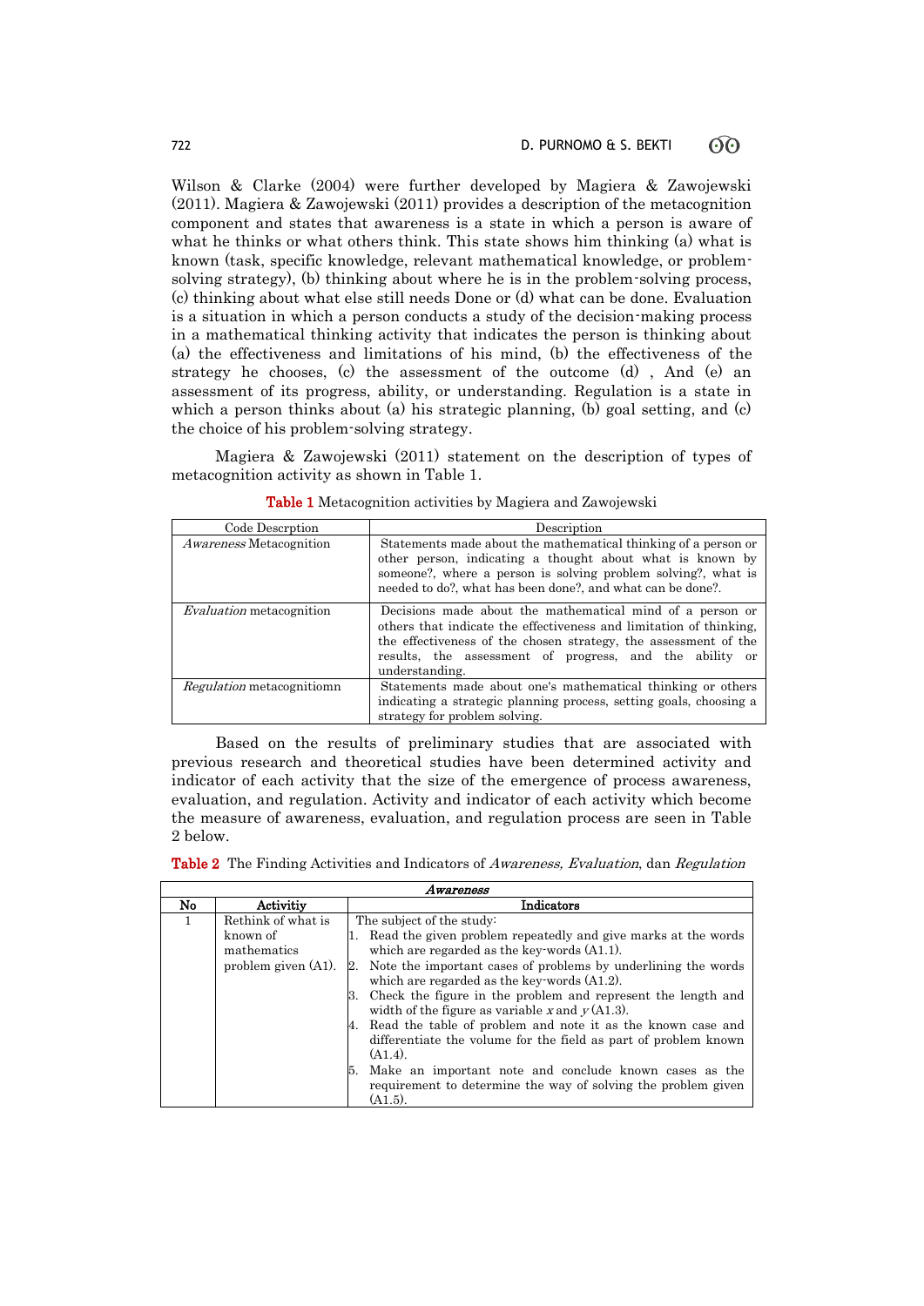Wilson & Clarke (2004) were further developed by Magiera & Zawojewski (2011). Magiera & Zawojewski (2011) provides a description of the metacognition component and states that awareness is a state in which a person is aware of what he thinks or what others think. This state shows him thinking (a) what is known (task, specific knowledge, relevant mathematical knowledge, or problem-solving strategy), (b) thinking about where he is in the problem-solving process, (c) thinking about what else still needs Done or (d) what can be done. Evaluation is a situation in which a person conducts a study of the decision-making process in a mathematical thinking activity that indicates the person is thinking about (a) the effectiveness and limitations of his mind, (b) the effectiveness of the strategy he chooses, (c) the assessment of the outcome (d) , And (e) an assessment of its progress, ability, or understanding. Regulation is a state in which a person thinks about (a) his strategic planning, (b) goal setting, and (c) the choice of his problem-solving strategy.

Magiera & Zawojewski (2011) statement on the description of types of metacognition activity as shown in Table 1.

**Table 1** Metacognition activities by Magiera and Zawojewski

| Code Descrption | Description |
| --- | --- |
| *Awareness* Metacognition | Statements made about the mathematical thinking of a person or other person, indicating a thought about what is known by someone?, where a person is solving problem solving?, what is needed to do?, what has been done?, and what can be done?. |
| *Evaluation* metacognition | Decisions made about the mathematical mind of a person or others that indicate the effectiveness and limitation of thinking, the effectiveness of the chosen strategy, the assessment of the results, the assessment of progress, and the ability or understanding. |
| *Regulation* metacognitiomn | Statements made about one's mathematical thinking or others indicating a strategic planning process, setting goals, choosing a strategy for problem solving. |

Based on the results of preliminary studies that are associated with previous research and theoretical studies have been determined activity and indicator of each activity that the size of the emergence of process awareness, evaluation, and regulation. Activity and indicator of each activity which become the measure of awareness, evaluation, and regulation process are seen in Table 2 below.

**Table 2** The Finding Activities and Indicators of *Awareness, Evaluation*, dan *Regulation*

| *Awareness* | | |
| --- | --- | --- |
| **No** | **Activitiy** | **Indicators** |
| 1 | Rethink of what is known of mathematics problem given (A1). | The subject of the study:<br>1. Read the given problem repeatedly and give marks at the words which are regarded as the key-words (A1.1).<br>2. Note the important cases of problems by underlining the words which are regarded as the key-words (A1.2).<br>3. Check the figure in the problem and represent the length and width of the figure as variable $x$ and $y$ (A1.3).<br>4. Read the table of problem and note it as the known case and differentiate the volume for the field as part of problem known (A1.4).<br>5. Make an important note and conclude known cases as the requirement to determine the way of solving the problem given (A1.5). |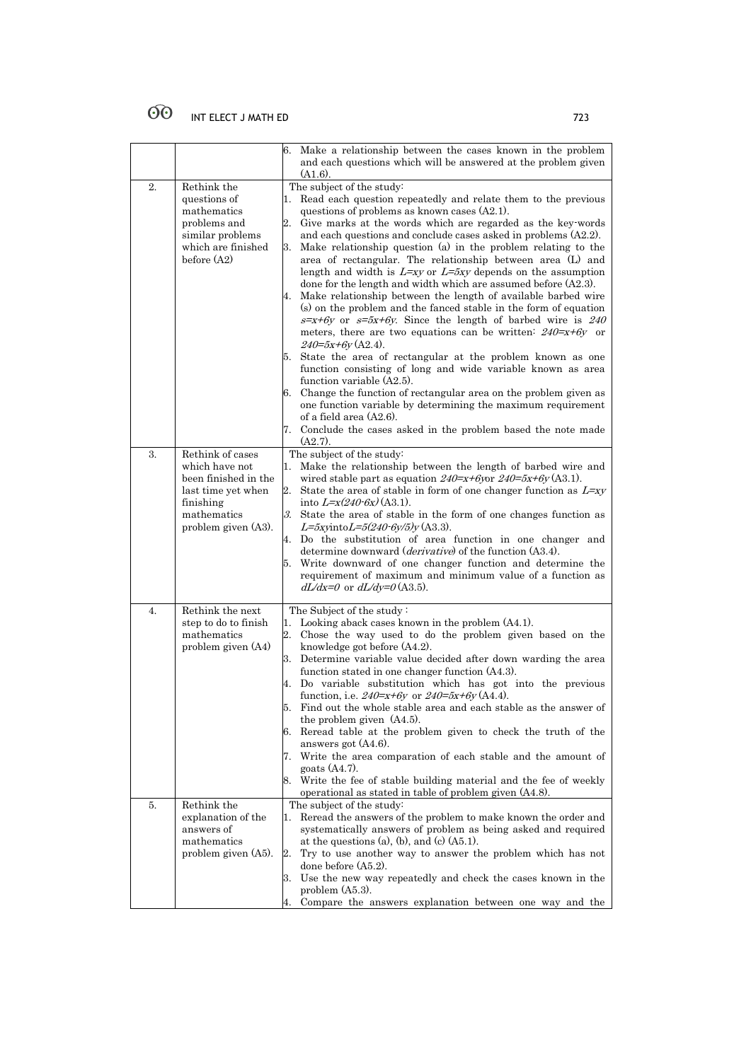| | | 6. Make a relationship between the cases known in the problem and each questions which will be answered at the problem given (A1.6). |
|---|---|---|
| 2. | Rethink the questions of mathematics problems and similar problems which are finished before (A2) | The subject of the study:<br>1. Read each question repeatedly and relate them to the previous questions of problems as known cases (A2.1).<br>2. Give marks at the words which are regarded as the key-words and each questions and conclude cases asked in problems (A2.2).<br>3. Make relationship question (a) in the problem relating to the area of rectangular. The relationship between area (L) and length and width is $L=xy$ or $L=5xy$ depends on the assumption done for the length and width which are assumed before (A2.3).<br>4. Make relationship between the length of available barbed wire (s) on the problem and the fanced stable in the form of equation $s=x+6y$ or $s=5x+6y$. Since the length of barbed wire is $240$ meters, there are two equations can be written: $240=x+6y$ or $240=5x+6y$ (A2.4).<br>5. State the area of rectangular at the problem known as one function consisting of long and wide variable known as area function variable (A2.5).<br>6. Change the function of rectangular area on the problem given as one function variable by determining the maximum requirement of a field area (A2.6).<br>7. Conclude the cases asked in the problem based the note made (A2.7). |
| 3. | Rethink of cases which have not been finished in the last time yet when finishing mathematics problem given (A3). | The subject of the study:<br>1. Make the relationship between the length of barbed wire and wired stable part as equation $240=x+6y$or $240=5x+6y$ (A3.1).<br>2. State the area of stable in form of one changer function as $L=xy$ into $L=x(240\text{-}6x)$ (A3.1).<br>3. State the area of stable in the form of one changes function as $L=5xy$into$L=5(240\text{-}6y/5)y$ (A3.3).<br>4. Do the substitution of area function in one changer and determine downward (*derivative*) of the function (A3.4).<br>5. Write downward of one changer function and determine the requirement of maximum and minimum value of a function as $dL/dx=0$ or $dL/dy=0$ (A3.5). |
| 4. | Rethink the next step to do to finish mathematics problem given (A4) | The Subject of the study :<br>1. Looking aback cases known in the problem (A4.1).<br>2. Chose the way used to do the problem given based on the knowledge got before (A4.2).<br>3. Determine variable value decided after down warding the area function stated in one changer function (A4.3).<br>4. Do variable substitution which has got into the previous function, i.e. $240=x+6y$ or $240=5x+6y$ (A4.4).<br>5. Find out the whole stable area and each stable as the answer of the problem given (A4.5).<br>6. Reread table at the problem given to check the truth of the answers got (A4.6).<br>7. Write the area comparation of each stable and the amount of goats (A4.7).<br>8. Write the fee of stable building material and the fee of weekly operational as stated in table of problem given (A4.8). |
| 5. | Rethink the explanation of the answers of mathematics problem given (A5). | The subject of the study:<br>1. Reread the answers of the problem to make known the order and systematically answers of problem as being asked and required at the questions (a), (b), and (c) (A5.1).<br>2. Try to use another way to answer the problem which has not done before (A5.2).<br>3. Use the new way repeatedly and check the cases known in the problem (A5.3).<br>4. Compare the answers explanation between one way and the |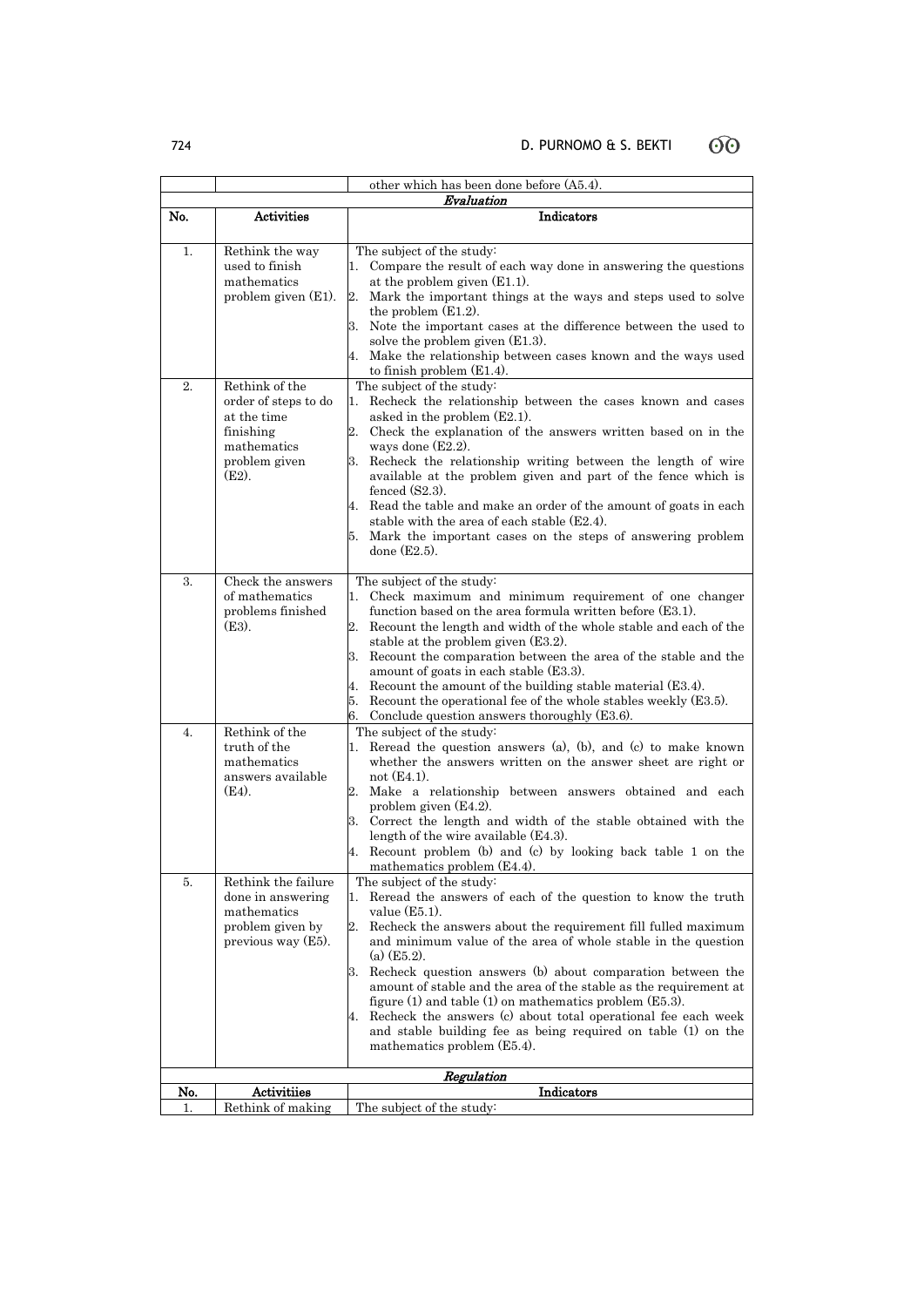| | | other which has been done before (A5.4). |
|---|---|---|
| | | ***Evaluation*** |
| **No.** | **Activities** | **Indicators** |
| 1. | Rethink the way used to finish mathematics problem given (E1). | The subject of the study:<br>1. Compare the result of each way done in answering the questions at the problem given (E1.1).<br>2. Mark the important things at the ways and steps used to solve the problem (E1.2).<br>3. Note the important cases at the difference between the used to solve the problem given (E1.3).<br>4. Make the relationship between cases known and the ways used to finish problem (E1.4). |
| 2. | Rethink of the order of steps to do at the time finishing mathematics problem given (E2). | The subject of the study:<br>1. Recheck the relationship between the cases known and cases asked in the problem (E2.1).<br>2. Check the explanation of the answers written based on in the ways done (E2.2).<br>3. Recheck the relationship writing between the length of wire available at the problem given and part of the fence which is fenced (S2.3).<br>4. Read the table and make an order of the amount of goats in each stable with the area of each stable (E2.4).<br>5. Mark the important cases on the steps of answering problem done (E2.5). |
| 3. | Check the answers of mathematics problems finished (E3). | The subject of the study:<br>1. Check maximum and minimum requirement of one changer function based on the area formula written before (E3.1).<br>2. Recount the length and width of the whole stable and each of the stable at the problem given (E3.2).<br>3. Recount the comparation between the area of the stable and the amount of goats in each stable (E3.3).<br>4. Recount the amount of the building stable material (E3.4).<br>5. Recount the operational fee of the whole stables weekly (E3.5).<br>6. Conclude question answers thoroughly (E3.6). |
| 4. | Rethink of the truth of the mathematics answers available (E4). | The subject of the study:<br>1. Reread the question answers (a), (b), and (c) to make known whether the answers written on the answer sheet are right or not (E4.1).<br>2. Make a relationship between answers obtained and each problem given (E4.2).<br>3. Correct the length and width of the stable obtained with the length of the wire available (E4.3).<br>4. Recount problem (b) and (c) by looking back table 1 on the mathematics problem (E4.4). |
| 5. | Rethink the failure done in answering mathematics problem given by previous way (E5). | The subject of the study:<br>1. Reread the answers of each of the question to know the truth value (E5.1).<br>2. Recheck the answers about the requirement fill fulled maximum and minimum value of the area of whole stable in the question (a) (E5.2).<br>3. Recheck question answers (b) about comparation between the amount of stable and the area of the stable as the requirement at figure (1) and table (1) on mathematics problem (E5.3).<br>4. Recheck the answers (c) about total operational fee each week and stable building fee as being required on table (1) on the mathematics problem (E5.4). |
| | | ***Regulation*** |
| **No.** | **Activitiies** | **Indicators** |
| 1. | Rethink of making | The subject of the study: |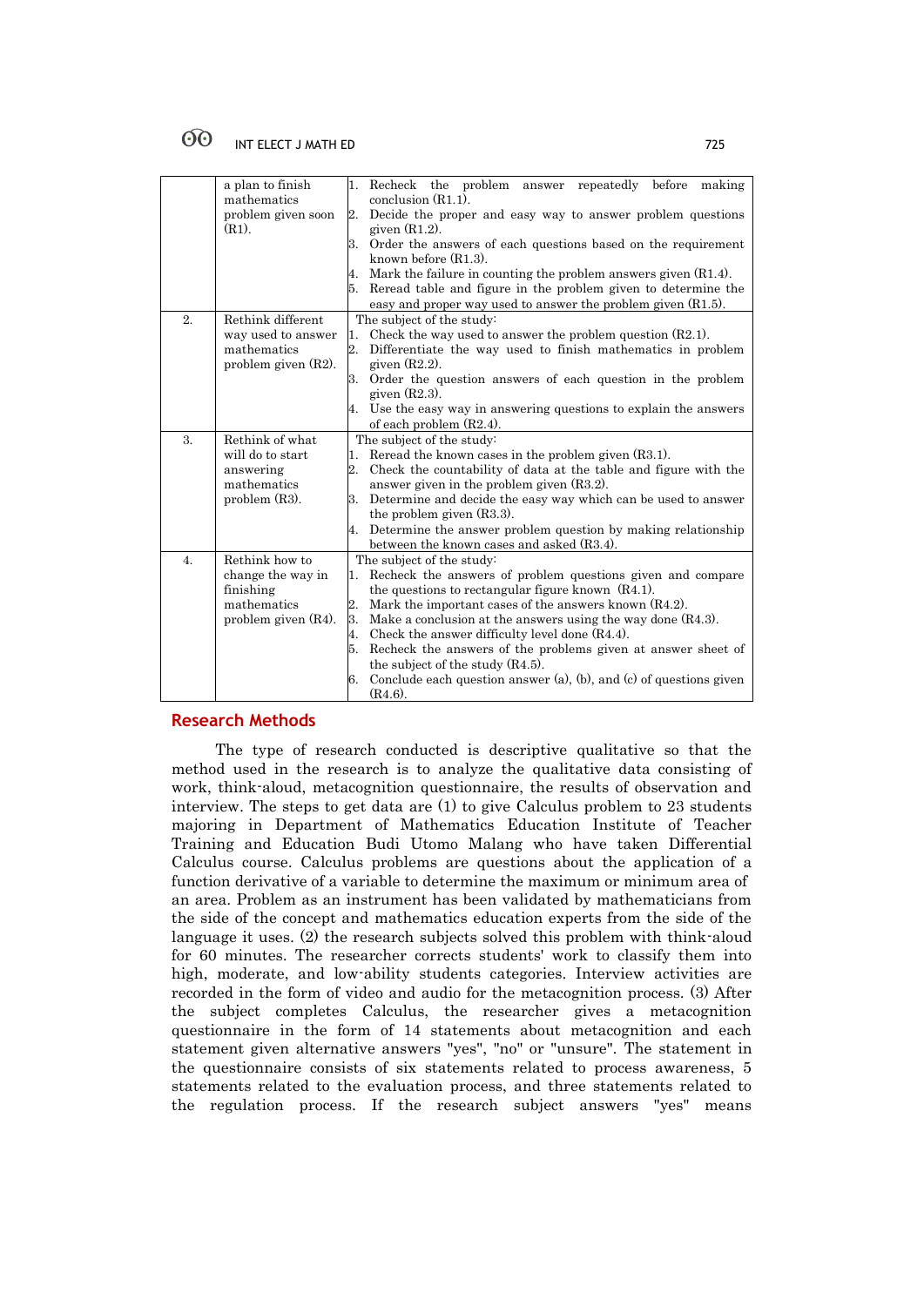| | | |
|---|---|---|
| | a plan to finish mathematics problem given soon (R1). | 1. Recheck the problem answer repeatedly before making conclusion (R1.1).<br>2. Decide the proper and easy way to answer problem questions given (R1.2).<br>3. Order the answers of each questions based on the requirement known before (R1.3).<br>4. Mark the failure in counting the problem answers given (R1.4).<br>5. Reread table and figure in the problem given to determine the easy and proper way used to answer the problem given (R1.5). |
| 2. | Rethink different way used to answer mathematics problem given (R2). | The subject of the study:<br>1. Check the way used to answer the problem question (R2.1).<br>2. Differentiate the way used to finish mathematics in problem given (R2.2).<br>3. Order the question answers of each question in the problem given (R2.3).<br>4. Use the easy way in answering questions to explain the answers of each problem (R2.4). |
| 3. | Rethink of what will do to start answering mathematics problem (R3). | The subject of the study:<br>1. Reread the known cases in the problem given (R3.1).<br>2. Check the countability of data at the table and figure with the answer given in the problem given (R3.2).<br>3. Determine and decide the easy way which can be used to answer the problem given (R3.3).<br>4. Determine the answer problem question by making relationship between the known cases and asked (R3.4). |
| 4. | Rethink how to change the way in finishing mathematics problem given (R4). | The subject of the study:<br>1. Recheck the answers of problem questions given and compare the questions to rectangular figure known (R4.1).<br>2. Mark the important cases of the answers known (R4.2).<br>3. Make a conclusion at the answers using the way done (R4.3).<br>4. Check the answer difficulty level done (R4.4).<br>5. Recheck the answers of the problems given at answer sheet of the subject of the study (R4.5).<br>6. Conclude each question answer (a), (b), and (c) of questions given (R4.6). |

## Research Methods

The type of research conducted is descriptive qualitative so that the method used in the research is to analyze the qualitative data consisting of work, think-aloud, metacognition questionnaire, the results of observation and interview. The steps to get data are (1) to give Calculus problem to 23 students majoring in Department of Mathematics Education Institute of Teacher Training and Education Budi Utomo Malang who have taken Differential Calculus course. Calculus problems are questions about the application of a function derivative of a variable to determine the maximum or minimum area of an area. Problem as an instrument has been validated by mathematicians from the side of the concept and mathematics education experts from the side of the language it uses. (2) the research subjects solved this problem with think-aloud for 60 minutes. The researcher corrects students' work to classify them into high, moderate, and low-ability students categories. Interview activities are recorded in the form of video and audio for the metacognition process. (3) After the subject completes Calculus, the researcher gives a metacognition questionnaire in the form of 14 statements about metacognition and each statement given alternative answers "yes", "no" or "unsure". The statement in the questionnaire consists of six statements related to process awareness, 5 statements related to the evaluation process, and three statements related to the regulation process. If the research subject answers "yes" means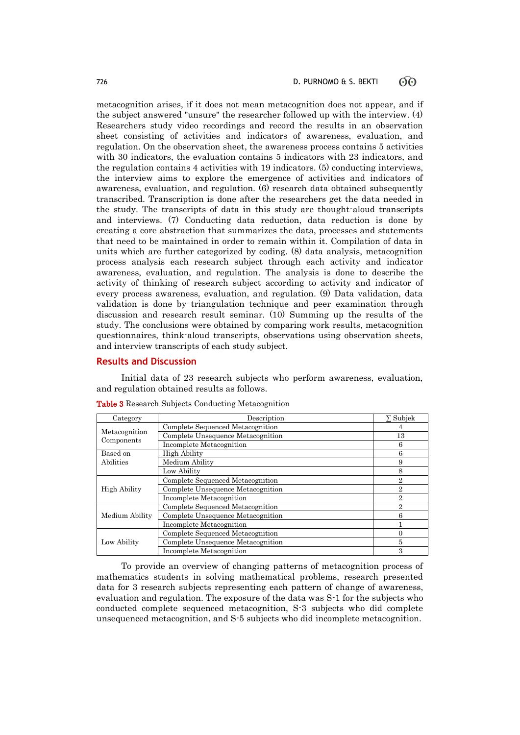metacognition arises, if it does not mean metacognition does not appear, and if the subject answered "unsure" the researcher followed up with the interview. (4) Researchers study video recordings and record the results in an observation sheet consisting of activities and indicators of awareness, evaluation, and regulation. On the observation sheet, the awareness process contains 5 activities with 30 indicators, the evaluation contains 5 indicators with 23 indicators, and the regulation contains 4 activities with 19 indicators. (5) conducting interviews, the interview aims to explore the emergence of activities and indicators of awareness, evaluation, and regulation. (6) research data obtained subsequently transcribed. Transcription is done after the researchers get the data needed in the study. The transcripts of data in this study are thought-aloud transcripts and interviews. (7) Conducting data reduction, data reduction is done by creating a core abstraction that summarizes the data, processes and statements that need to be maintained in order to remain within it. Compilation of data in units which are further categorized by coding. (8) data analysis, metacognition process analysis each research subject through each activity and indicator awareness, evaluation, and regulation. The analysis is done to describe the activity of thinking of research subject according to activity and indicator of every process awareness, evaluation, and regulation. (9) Data validation, data validation is done by triangulation technique and peer examination through discussion and research result seminar. (10) Summing up the results of the study. The conclusions were obtained by comparing work results, metacognition questionnaires, think-aloud transcripts, observations using observation sheets, and interview transcripts of each study subject.

## Results and Discussion

Initial data of 23 research subjects who perform awareness, evaluation, and regulation obtained results as follows.

**Table 3** Research Subjects Conducting Metacognition

| Category | Description | ∑ Subjek |
|---|---|---|
| Metacognition Components | Complete Sequenced Metacognition | 4 |
| | Complete Unsequence Metacognition | 13 |
| | Incomplete Metacognition | 6 |
| Based on Abilities | High Ability | 6 |
| | Medium Ability | 9 |
| | Low Ability | 8 |
| High Ability | Complete Sequenced Metacognition | 2 |
| | Complete Unsequence Metacognition | 2 |
| | Incomplete Metacognition | 2 |
| Medium Ability | Complete Sequenced Metacognition | 2 |
| | Complete Unsequence Metacognition | 6 |
| | Incomplete Metacognition | 1 |
| Low Ability | Complete Sequenced Metacognition | 0 |
| | Complete Unsequence Metacognition | 5 |
| | Incomplete Metacognition | 3 |

To provide an overview of changing patterns of metacognition process of mathematics students in solving mathematical problems, research presented data for 3 research subjects representing each pattern of change of awareness, evaluation and regulation. The exposure of the data was S-1 for the subjects who conducted complete sequenced metacognition, S-3 subjects who did complete unsequenced metacognition, and S-5 subjects who did incomplete metacognition.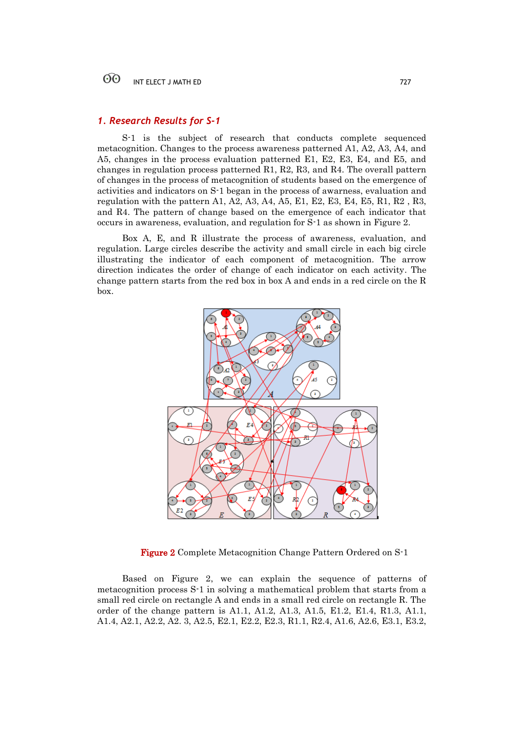## 1. Research Results for S-1

S-1 is the subject of research that conducts complete sequenced metacognition. Changes to the process awareness patterned A1, A2, A3, A4, and A5, changes in the process evaluation patterned E1, E2, E3, E4, and E5, and changes in regulation process patterned R1, R2, R3, and R4. The overall pattern of changes in the process of metacognition of students based on the emergence of activities and indicators on S-1 began in the process of awarness, evaluation and regulation with the pattern A1, A2, A3, A4, A5, E1, E2, E3, E4, E5, R1, R2 , R3, and R4. The pattern of change based on the emergence of each indicator that occurs in awareness, evaluation, and regulation for S-1 as shown in Figure 2.

Box A, E, and R illustrate the process of awareness, evaluation, and regulation. Large circles describe the activity and small circle in each big circle illustrating the indicator of each component of metacognition. The arrow direction indicates the order of change of each indicator on each activity. The change pattern starts from the red box in box A and ends in a red circle on the R box.

**Figure 2** Complete Metacognition Change Pattern Ordered on S-1

Based on Figure 2, we can explain the sequence of patterns of metacognition process S-1 in solving a mathematical problem that starts from a small red circle on rectangle A and ends in a small red circle on rectangle R. The order of the change pattern is A1.1, A1.2, A1.3, A1.5, E1.2, E1.4, R1.3, A1.1, A1.4, A2.1, A2.2, A2. 3, A2.5, E2.1, E2.2, E2.3, R1.1, R2.4, A1.6, A2.6, E3.1, E3.2,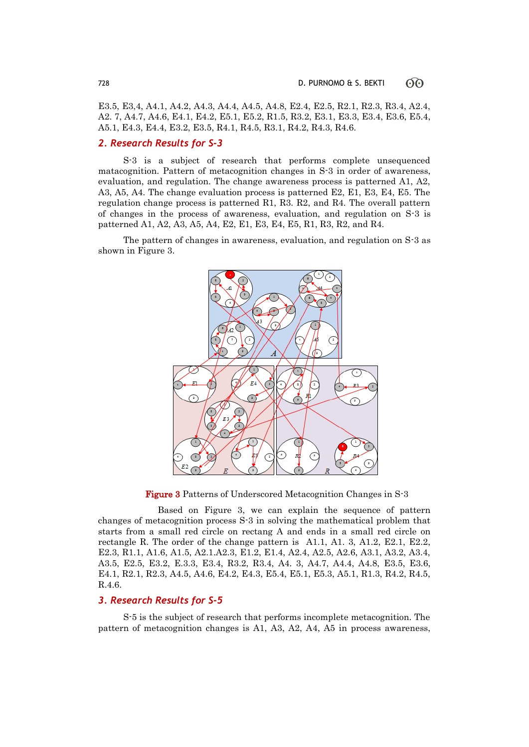E3.5, E3,4, A4.1, A4.2, A4.3, A4.4, A4.5, A4.8, E2.4, E2.5, R2.1, R2.3, R3.4, A2.4, A2. 7, A4.7, A4.6, E4.1, E4.2, E5.1, E5.2, R1.5, R3.2, E3.1, E3.3, E3.4, E3.6, E5.4, A5.1, E4.3, E4.4, E3.2, E3.5, R4.1, R4.5, R3.1, R4.2, R4.3, R4.6.

## 2. Research Results for S-3

S-3 is a subject of research that performs complete unsequenced matacognition. Pattern of metacognition changes in S-3 in order of awareness, evaluation, and regulation. The change awareness process is patterned A1, A2, A3, A5, A4. The change evaluation process is patterned E2, E1, E3, E4, E5. The regulation change process is patterned R1, R3. R2, and R4. The overall pattern of changes in the process of awareness, evaluation, and regulation on S-3 is patterned A1, A2, A3, A5, A4, E2, E1, E3, E4, E5, R1, R3, R2, and R4.

The pattern of changes in awareness, evaluation, and regulation on S-3 as shown in Figure 3.

Figure 3 Patterns of Underscored Metacognition Changes in S-3

Based on Figure 3, we can explain the sequence of pattern changes of metacognition process S-3 in solving the mathematical problem that starts from a small red circle on rectang A and ends in a small red circle on rectangle R. The order of the change pattern is A1.1, A1. 3, A1.2, E2.1, E2.2, E2.3, R1.1, A1.6, A1.5, A2.1.A2.3, E1.2, E1.4, A2.4, A2.5, A2.6, A3.1, A3.2, A3.4, A3.5, E2.5, E3.2, E.3.3, E3.4, R3.2, R3.4, A4. 3, A4.7, A4.4, A4.8, E3.5, E3.6, E4.1, R2.1, R2.3, A4.5, A4.6, E4.2, E4.3, E5.4, E5.1, E5.3, A5.1, R1.3, R4.2, R4.5, R.4.6.

## 3. Research Results for S-5

S-5 is the subject of research that performs incomplete metacognition. The pattern of metacognition changes is A1, A3, A2, A4, A5 in process awareness,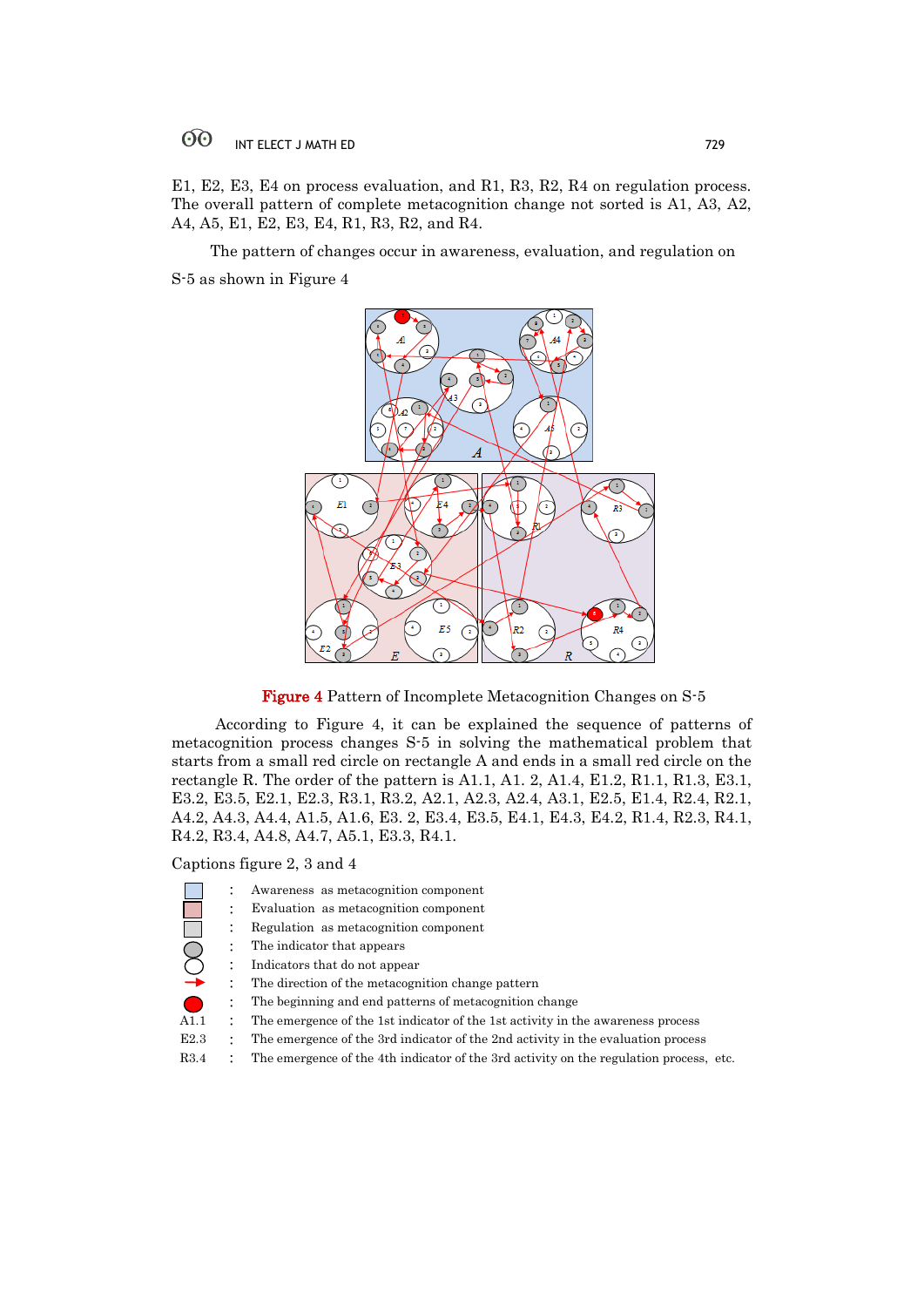E1, E2, E3, E4 on process evaluation, and R1, R3, R2, R4 on regulation process. The overall pattern of complete metacognition change not sorted is A1, A3, A2, A4, A5, E1, E2, E3, E4, R1, R3, R2, and R4.

The pattern of changes occur in awareness, evaluation, and regulation on S-5 as shown in Figure 4

**Figure 4** Pattern of Incomplete Metacognition Changes on S-5

According to Figure 4, it can be explained the sequence of patterns of metacognition process changes S-5 in solving the mathematical problem that starts from a small red circle on rectangle A and ends in a small red circle on the rectangle R. The order of the pattern is A1.1, A1. 2, A1.4, E1.2, R1.1, R1.3, E3.1, E3.2, E3.5, E2.1, E2.3, R3.1, R3.2, A2.1, A2.3, A2.4, A3.1, E2.5, E1.4, R2.4, R2.1, A4.2, A4.3, A4.4, A1.5, A1.6, E3. 2, E3.4, E3.5, E4.1, E4.3, E4.2, R1.4, R2.3, R4.1, R4.2, R3.4, A4.8, A4.7, A5.1, E3.3, R4.1.

Captions figure 2, 3 and 4

| | | |
|---|---|---|
| (light blue square) | : | Awareness as metacognition component |
| (pink square) | : | Evaluation as metacognition component |
| (gray square) | : | Regulation as metacognition component |
| (gray circle) | : | The indicator that appears |
| (white circle) | : | Indicators that do not appear |
| (red arrow) | : | The direction of the metacognition change pattern |
| (red circle) | : | The beginning and end patterns of metacognition change |
| A1.1 | : | The emergence of the 1st indicator of the 1st activity in the awareness process |
| E2.3 | : | The emergence of the 3rd indicator of the 2nd activity in the evaluation process |
| R3.4 | : | The emergence of the 4th indicator of the 3rd activity on the regulation process, etc. |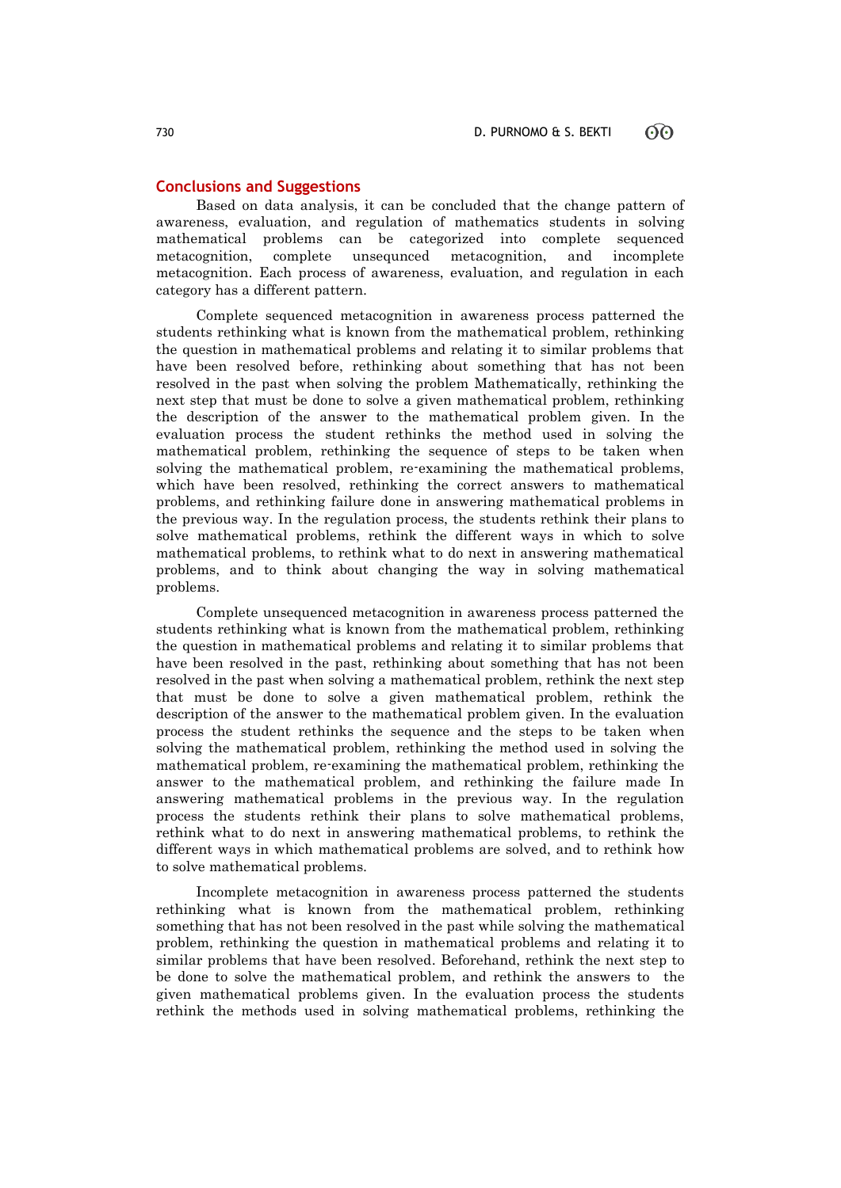## Conclusions and Suggestions

Based on data analysis, it can be concluded that the change pattern of awareness, evaluation, and regulation of mathematics students in solving mathematical problems can be categorized into complete sequenced metacognition, complete unsequnced metacognition, and incomplete metacognition. Each process of awareness, evaluation, and regulation in each category has a different pattern.

Complete sequenced metacognition in awareness process patterned the students rethinking what is known from the mathematical problem, rethinking the question in mathematical problems and relating it to similar problems that have been resolved before, rethinking about something that has not been resolved in the past when solving the problem Mathematically, rethinking the next step that must be done to solve a given mathematical problem, rethinking the description of the answer to the mathematical problem given. In the evaluation process the student rethinks the method used in solving the mathematical problem, rethinking the sequence of steps to be taken when solving the mathematical problem, re-examining the mathematical problems, which have been resolved, rethinking the correct answers to mathematical problems, and rethinking failure done in answering mathematical problems in the previous way. In the regulation process, the students rethink their plans to solve mathematical problems, rethink the different ways in which to solve mathematical problems, to rethink what to do next in answering mathematical problems, and to think about changing the way in solving mathematical problems.

Complete unsequenced metacognition in awareness process patterned the students rethinking what is known from the mathematical problem, rethinking the question in mathematical problems and relating it to similar problems that have been resolved in the past, rethinking about something that has not been resolved in the past when solving a mathematical problem, rethink the next step that must be done to solve a given mathematical problem, rethink the description of the answer to the mathematical problem given. In the evaluation process the student rethinks the sequence and the steps to be taken when solving the mathematical problem, rethinking the method used in solving the mathematical problem, re-examining the mathematical problem, rethinking the answer to the mathematical problem, and rethinking the failure made In answering mathematical problems in the previous way. In the regulation process the students rethink their plans to solve mathematical problems, rethink what to do next in answering mathematical problems, to rethink the different ways in which mathematical problems are solved, and to rethink how to solve mathematical problems.

Incomplete metacognition in awareness process patterned the students rethinking what is known from the mathematical problem, rethinking something that has not been resolved in the past while solving the mathematical problem, rethinking the question in mathematical problems and relating it to similar problems that have been resolved. Beforehand, rethink the next step to be done to solve the mathematical problem, and rethink the answers to the given mathematical problems given. In the evaluation process the students rethink the methods used in solving mathematical problems, rethinking the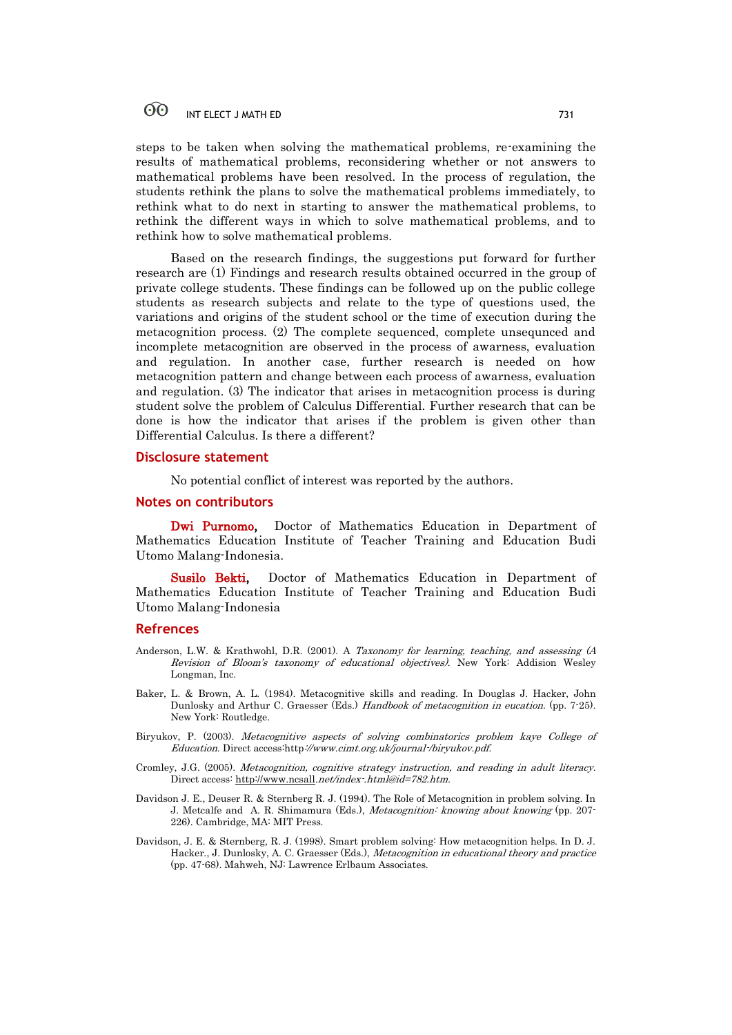steps to be taken when solving the mathematical problems, re-examining the results of mathematical problems, reconsidering whether or not answers to mathematical problems have been resolved. In the process of regulation, the students rethink the plans to solve the mathematical problems immediately, to rethink what to do next in starting to answer the mathematical problems, to rethink the different ways in which to solve mathematical problems, and to rethink how to solve mathematical problems.

Based on the research findings, the suggestions put forward for further research are (1) Findings and research results obtained occurred in the group of private college students. These findings can be followed up on the public college students as research subjects and relate to the type of questions used, the variations and origins of the student school or the time of execution during the metacognition process. (2) The complete sequenced, complete unsequnced and incomplete metacognition are observed in the process of awarness, evaluation and regulation. In another case, further research is needed on how metacognition pattern and change between each process of awarness, evaluation and regulation. (3) The indicator that arises in metacognition process is during student solve the problem of Calculus Differential. Further research that can be done is how the indicator that arises if the problem is given other than Differential Calculus. Is there a different?

## Disclosure statement

No potential conflict of interest was reported by the authors.

## Notes on contributors

**Dwi Purnomo,** Doctor of Mathematics Education in Department of Mathematics Education Institute of Teacher Training and Education Budi Utomo Malang-Indonesia.

**Susilo Bekti,** Doctor of Mathematics Education in Department of Mathematics Education Institute of Teacher Training and Education Budi Utomo Malang-Indonesia

## Refrences

Anderson, L.W. & Krathwohl, D.R. (2001). A *Taxonomy for learning, teaching, and assessing (A Revision of Bloom's taxonomy of educational objectives)*. New York: Addision Wesley Longman, Inc.

Baker, L. & Brown, A. L. (1984). Metacognitive skills and reading. In Douglas J. Hacker, John Dunlosky and Arthur C. Graesser (Eds.) *Handbook of metacognition in eucation.* (pp. 7-25). New York: Routledge.

Biryukov, P. (2003). *Metacognitive aspects of solving combinatorics problem kaye College of Education*. Direct access:http*://www.cimt.org.uk/journal-/biryukov.pdf.*

Cromley, J.G. (2005). *Metacognition, cognitive strategy instruction, and reading in adult literacy*. Direct access: http://www.ncsall*.net/index-.html@id=782.htm.*

Davidson J. E., Deuser R. & Sternberg R. J. (1994). The Role of Metacognition in problem solving. In J. Metcalfe and A. R. Shimamura (Eds.), *Metacognition: knowing about knowing* (pp. 207-226). Cambridge, MA: MIT Press.

Davidson, J. E. & Sternberg, R. J. (1998). Smart problem solving: How metacognition helps. In D. J. Hacker., J. Dunlosky, A. C. Graesser (Eds.), *Metacognition in educational theory and practice* (pp. 47-68). Mahweh, NJ: Lawrence Erlbaum Associates.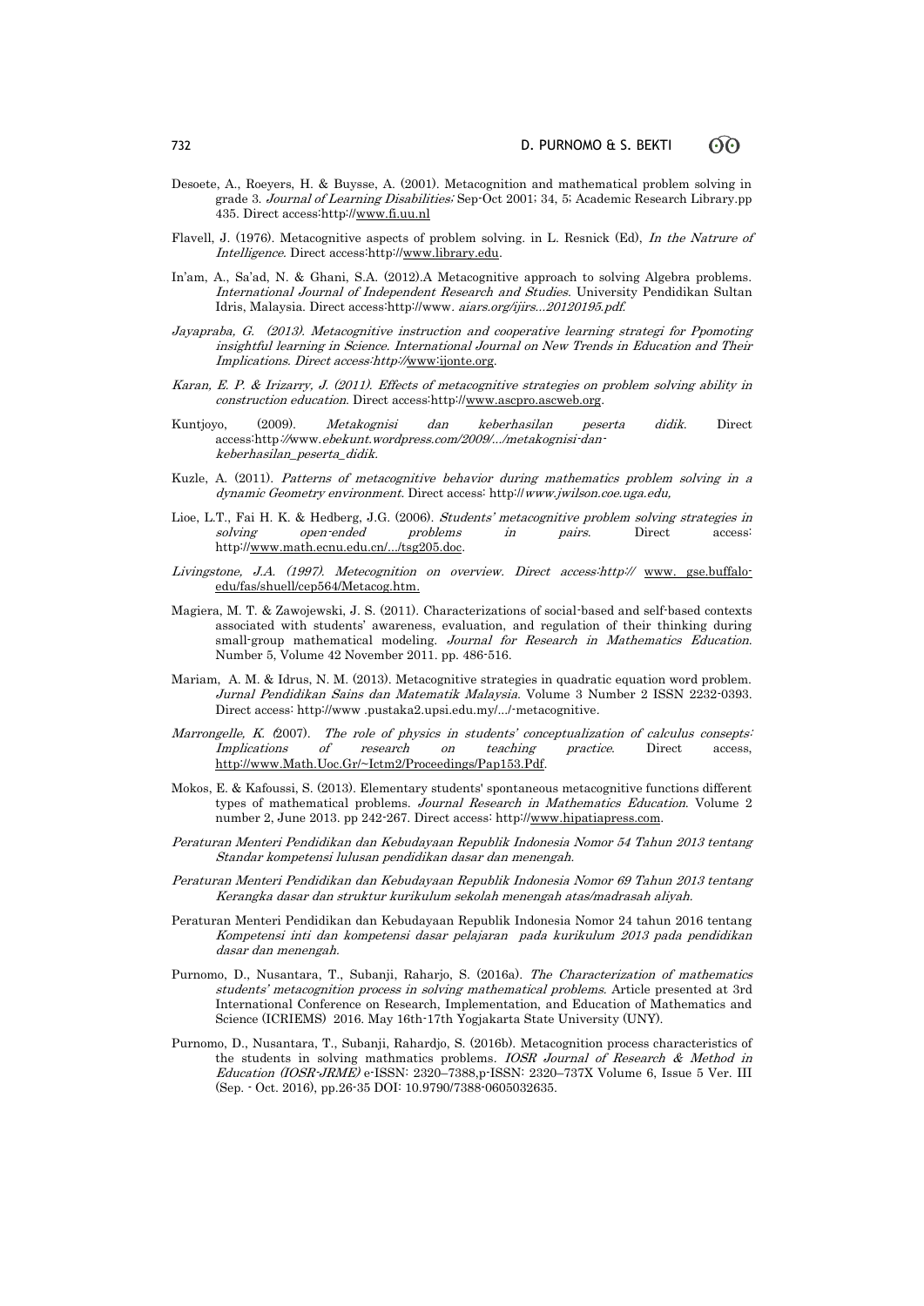Desoete, A., Roeyers, H. & Buysse, A. (2001). Metacognition and mathematical problem solving in grade 3. *Journal of Learning Disabilities;* Sep-Oct 2001; 34, 5; Academic Research Library.pp 435. Direct access:http://www.fi.uu.nl

Flavell, J. (1976). Metacognitive aspects of problem solving. in L. Resnick (Ed), *In the Natrure of Intelligence*. Direct access:http://www.library.edu.

In'am, A., Sa'ad, N. & Ghani, S.A. (2012).A Metacognitive approach to solving Algebra problems. *International Journal of Independent Research and Studies*. University Pendidikan Sultan Idris, Malaysia. Direct access:http://www. *aiars.org/ijirs...20120195.pdf.*

*Jayapraba, G. (2013). Metacognitive instruction and cooperative learning strategi for Ppomoting insightful learning in Science. International Journal on New Trends in Education and Their Implications. Direct access:http://www:ijonte.org.*

*Karan, E. P. & Irizarry, J. (2011). Effects of metacognitive strategies on problem solving ability in construction education*. Direct access:http://www.ascpro.ascweb.org.

Kuntjoyo, (2009). *Metakognisi dan keberhasilan peserta didik*. Direct access:http://www.*ebekunt.wordpress.com/2009/.../metakognisi-dan-keberhasilan_peserta_didik.*

Kuzle, A. (2011). *Patterns of metacognitive behavior during mathematics problem solving in a dynamic Geometry environment*. Direct access: http://*www.jwilson.coe.uga.edu,*

Lioe, L.T., Fai H. K. & Hedberg, J.G. (2006). *Students' metacognitive problem solving strategies in solving open-ended problems in pairs*. Direct access: http://www.math.ecnu.edu.cn/.../tsg205.doc.

*Livingstone, J.A. (1997). Metecognition on overview. Direct access:http:// www. gse.buffalo-edu/fas/shuell/cep564/Metacog.htm.*

Magiera, M. T. & Zawojewski, J. S. (2011). Characterizations of social-based and self-based contexts associated with students' awareness, evaluation, and regulation of their thinking during small-group mathematical modeling. *Journal for Research in Mathematics Education*. Number 5, Volume 42 November 2011. pp. 486-516.

Mariam, A. M. & Idrus, N. M. (2013). Metacognitive strategies in quadratic equation word problem. *Jurnal Pendidikan Sains dan Matematik Malaysia*. Volume 3 Number 2 ISSN 2232-0393. Direct access: http://www .pustaka2.upsi.edu.my/.../-metacognitive.

*Marrongelle, K. (*2007). *The role of physics in students' conceptualization of calculus consepts: Implications of research on teaching practice*. Direct access, http://www.Math.Uoc.Gr/~Ictm2/Proceedings/Pap153.Pdf.

Mokos, E. & Kafoussi, S. (2013). Elementary students' spontaneous metacognitive functions different types of mathematical problems. *Journal Research in Mathematics Education*. Volume 2 number 2, June 2013. pp 242-267. Direct access: http://www.hipatiapress.com.

*Peraturan Menteri Pendidikan dan Kebudayaan Republik Indonesia Nomor 54 Tahun 2013 tentang Standar kompetensi lulusan pendidikan dasar dan menengah.*

*Peraturan Menteri Pendidikan dan Kebudayaan Republik Indonesia Nomor 69 Tahun 2013 tentang Kerangka dasar dan struktur kurikulum sekolah menengah atas/madrasah aliyah.*

Peraturan Menteri Pendidikan dan Kebudayaan Republik Indonesia Nomor 24 tahun 2016 tentang *Kompetensi inti dan kompetensi dasar pelajaran pada kurikulum 2013 pada pendidikan dasar dan menengah.*

Purnomo, D., Nusantara, T., Subanji, Raharjo, S. (2016a). *The Characterization of mathematics students' metacognition process in solving mathematical problems.* Article presented at 3rd International Conference on Research, Implementation, and Education of Mathematics and Science (ICRIEMS) 2016. May 16th-17th Yogjakarta State University (UNY).

Purnomo, D., Nusantara, T., Subanji, Rahardjo, S. (2016b). Metacognition process characteristics of the students in solving mathmatics problems. *IOSR Journal of Research & Method in Education (IOSR-JRME)* e-ISSN: 2320–7388,p-ISSN: 2320–737X Volume 6, Issue 5 Ver. III (Sep. - Oct. 2016), pp.26-35 DOI: 10.9790/7388-0605032635.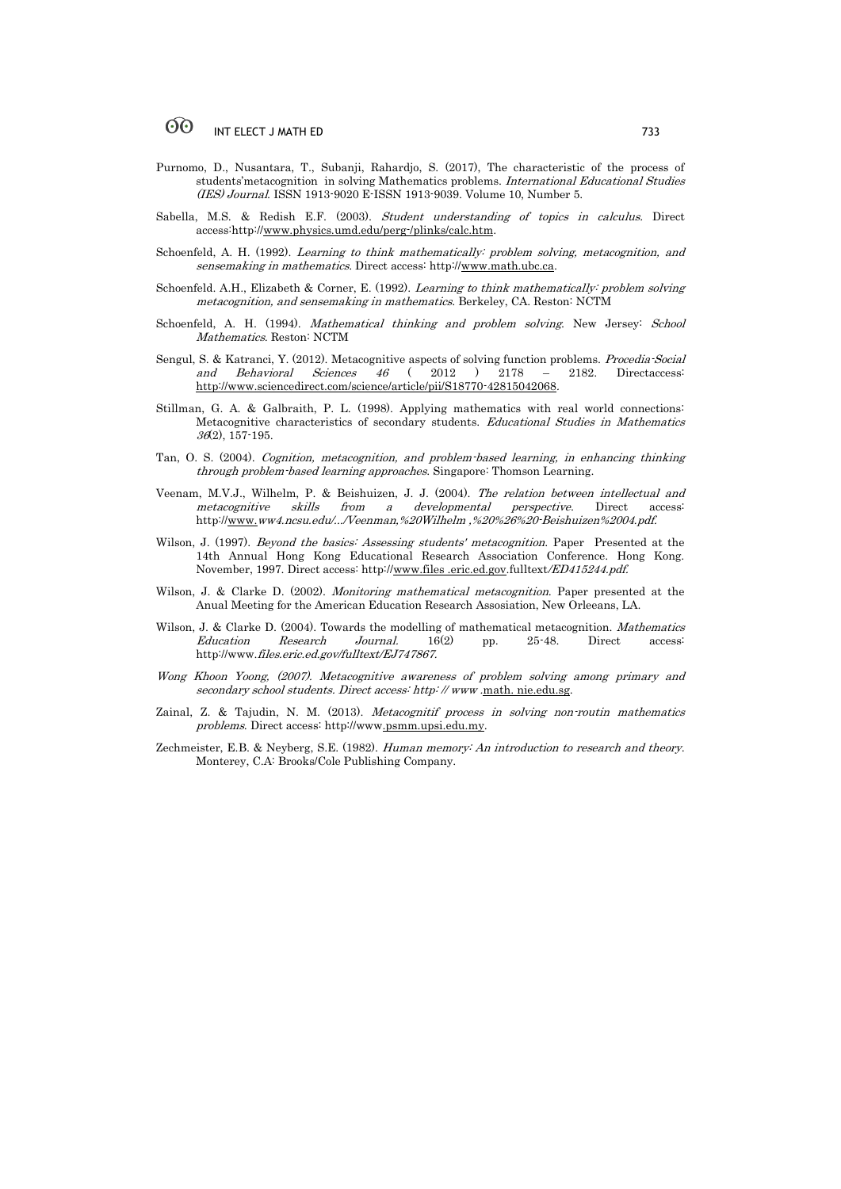Purnomo, D., Nusantara, T., Subanji, Rahardjo, S. (2017), The characteristic of the process of students'metacognition in solving Mathematics problems. *International Educational Studies (IES) Journal*. ISSN 1913-9020 E-ISSN 1913-9039. Volume 10, Number 5.

Sabella, M.S. & Redish E.F. (2003). *Student understanding of topics in calculus*. Direct access:http://www.physics.umd.edu/perg-/plinks/calc.htm.

Schoenfeld, A. H. (1992). *Learning to think mathematically: problem solving, metacognition, and sensemaking in mathematics*. Direct access: http://www.math.ubc.ca.

Schoenfeld. A.H., Elizabeth & Corner, E. (1992). *Learning to think mathematically: problem solving metacognition, and sensemaking in mathematics*. Berkeley, CA. Reston: NCTM

Schoenfeld, A. H. (1994). *Mathematical thinking and problem solving*. New Jersey: *School Mathematics*. Reston: NCTM

Sengul, S. & Katranci, Y. (2012). Metacognitive aspects of solving function problems. *Procedia-Social and Behavioral Sciences 46* ( 2012 ) 2178 – 2182. Directaccess: http://www.sciencedirect.com/science/article/pii/S18770-42815042068.

Stillman, G. A. & Galbraith, P. L. (1998). Applying mathematics with real world connections: Metacognitive characteristics of secondary students. *Educational Studies in Mathematics 36*(2), 157-195.

Tan, O. S. (2004). *Cognition, metacognition, and problem-based learning, in enhancing thinking through problem-based learning approaches*. Singapore: Thomson Learning.

Veenam, M.V.J., Wilhelm, P. & Beishuizen, J. J. (2004). *The relation between intellectual and metacognitive skills from a developmental perspective*. Direct access: http://www.*ww4.ncsu.edu/.../Veenman,%20Wilhelm ,%20%26%20-Beishuizen%2004.pdf.*

Wilson, J. (1997). *Beyond the basics: Assessing students' metacognition*. Paper Presented at the 14th Annual Hong Kong Educational Research Association Conference. Hong Kong. November, 1997. Direct access: http://www.files .eric.ed.gov.fulltext*/ED415244.pdf.*

Wilson, J. & Clarke D. (2002). *Monitoring mathematical metacognition*. Paper presented at the Anual Meeting for the American Education Research Assosiation, New Orleeans, LA.

Wilson, J. & Clarke D. (2004). Towards the modelling of mathematical metacognition. *Mathematics Education Research Journal*. 16(2) pp. 25-48. Direct access: http://www.*files.eric.ed.gov/fulltext/EJ747867.*

*Wong Khoon Yoong, (2007). Metacognitive awareness of problem solving among primary and secondary school students. Direct access: http: // www .*math. nie.edu.sg.

Zainal, Z. & Tajudin, N. M. (2013). *Metacognitif process in solving non-routin mathematics problems*. Direct access: http://www.psmm.upsi.edu.my.

Zechmeister, E.B. & Neyberg, S.E. (1982). *Human memory: An introduction to research and theory*. Monterey, C.A: Brooks/Cole Publishing Company.